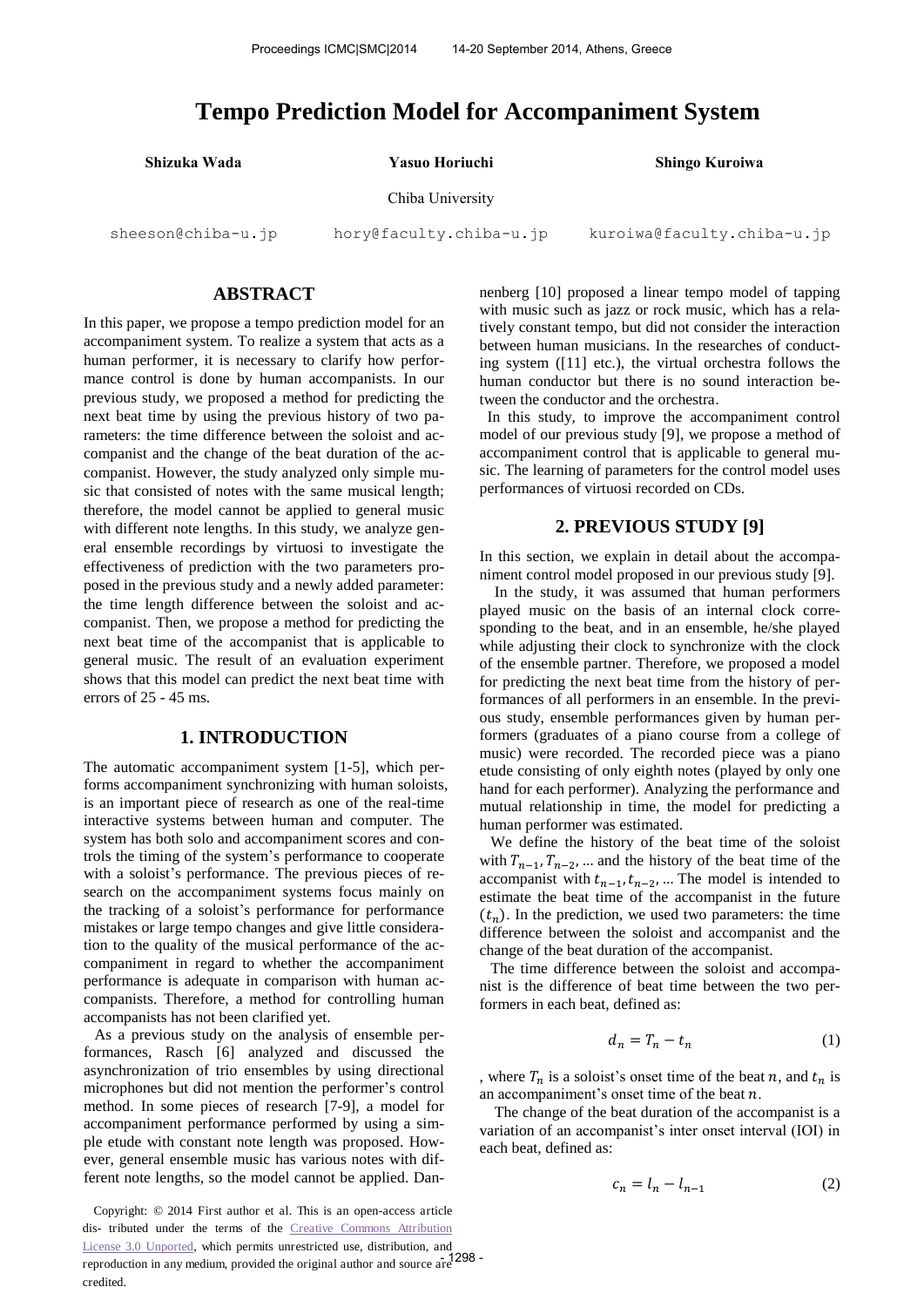# Tempo Prediction Model for Accompaniment System

**Shizuka Wada** — sheeson@chiba-u.jp
**Yasuo Horiuchi** — hory@faculty.chiba-u.jp
**Shingo Kuroiwa** — kuroiwa@faculty.chiba-u.jp

Chiba University

## ABSTRACT

In this paper, we propose a tempo prediction model for an accompaniment system. To realize a system that acts as a human performer, it is necessary to clarify how performance control is done by human accompanists. In our previous study, we proposed a method for predicting the next beat time by using the previous history of two parameters: the time difference between the soloist and accompanist and the change of the beat duration of the accompanist. However, the study analyzed only simple music that consisted of notes with the same musical length; therefore, the model cannot be applied to general music with different note lengths. In this study, we analyze general ensemble recordings by virtuosi to investigate the effectiveness of prediction with the two parameters proposed in the previous study and a newly added parameter: the time length difference between the soloist and accompanist. Then, we propose a method for predicting the next beat time of the accompanist that is applicable to general music. The result of an evaluation experiment shows that this model can predict the next beat time with errors of 25 - 45 ms.

## 1. INTRODUCTION

The automatic accompaniment system [1-5], which performs accompaniment synchronizing with human soloists, is an important piece of research as one of the real-time interactive systems between human and computer. The system has both solo and accompaniment scores and controls the timing of the system's performance to cooperate with a soloist's performance. The previous pieces of research on the accompaniment systems focus mainly on the tracking of a soloist's performance for performance mistakes or large tempo changes and give little consideration to the quality of the musical performance of the accompaniment in regard to whether the accompaniment performance is adequate in comparison with human accompanists. Therefore, a method for controlling human accompanists has not been clarified yet.

As a previous study on the analysis of ensemble performances, Rasch [6] analyzed and discussed the asynchronization of trio ensembles by using directional microphones but did not mention the performer's control method. In some pieces of research [7-9], a model for accompaniment performance performed by using a simple etude with constant note length was proposed. However, general ensemble music has various notes with different note lengths, so the model cannot be applied. Dannenberg [10] proposed a linear tempo model of tapping with music such as jazz or rock music, which has a relatively constant tempo, but did not consider the interaction between human musicians. In the researches of conducting system ([11] etc.), the virtual orchestra follows the human conductor but there is no sound interaction between the conductor and the orchestra.

In this study, to improve the accompaniment control model of our previous study [9], we propose a method of accompaniment control that is applicable to general music. The learning of parameters for the control model uses performances of virtuosi recorded on CDs.

## 2. PREVIOUS STUDY [9]

In this section, we explain in detail about the accompaniment control model proposed in our previous study [9].

In the study, it was assumed that human performers played music on the basis of an internal clock corresponding to the beat, and in an ensemble, he/she played while adjusting their clock to synchronize with the clock of the ensemble partner. Therefore, we proposed a model for predicting the next beat time from the history of performances of all performers in an ensemble. In the previous study, ensemble performances given by human performers (graduates of a piano course from a college of music) were recorded. The recorded piece was a piano etude consisting of only eighth notes (played by only one hand for each performer). Analyzing the performance and mutual relationship in time, the model for predicting a human performer was estimated.

We define the history of the beat time of the soloist with $T_{n-1}, T_{n-2}, \ldots$ and the history of the beat time of the accompanist with $t_{n-1}, t_{n-2}, \ldots$ The model is intended to estimate the beat time of the accompanist in the future ($t_n$). In the prediction, we used two parameters: the time difference between the soloist and accompanist and the change of the beat duration of the accompanist.

The time difference between the soloist and accompanist is the difference of beat time between the two performers in each beat, defined as:

$$d_n = T_n - t_n \tag{1}$$

, where $T_n$ is a soloist's onset time of the beat $n$, and $t_n$ is an accompaniment's onset time of the beat $n$.

The change of the beat duration of the accompanist is a variation of an accompanist's inter onset interval (IOI) in each beat, defined as:

$$c_n = l_n - l_{n-1} \tag{2}$$

Copyright: © 2014 First author et al. This is an open-access article distributed under the terms of the Creative Commons Attribution License 3.0 Unported, which permits unrestricted use, distribution, and reproduction in any medium, provided the original author and source are credited.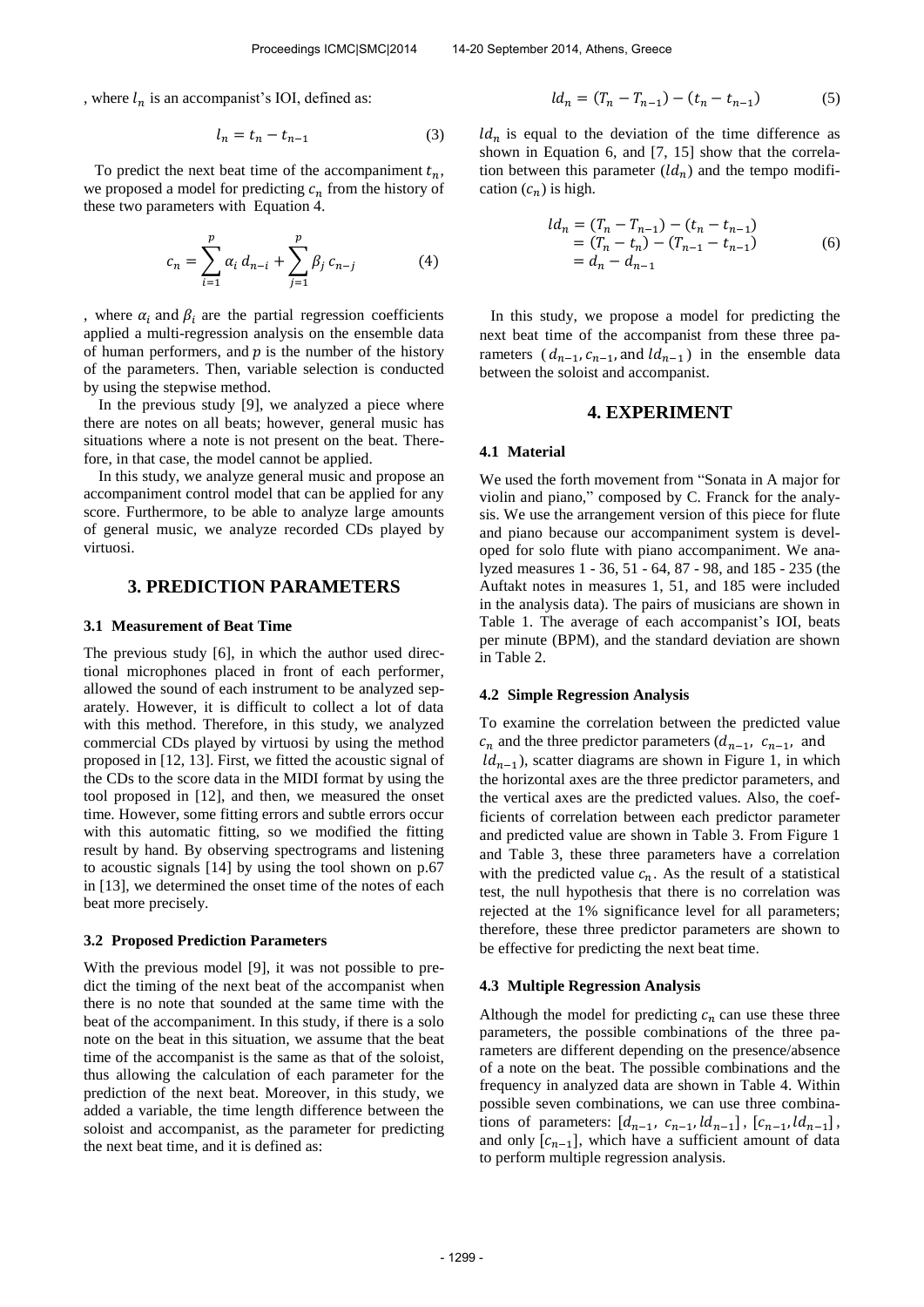, where $l_n$ is an accompanist's IOI, defined as:

$$l_n = t_n - t_{n-1} \tag{3}$$

To predict the next beat time of the accompaniment $t_n$, we proposed a model for predicting $c_n$ from the history of these two parameters with Equation 4.

$$c_n = \sum_{i=1}^{p} \alpha_i \, d_{n-i} + \sum_{j=1}^{p} \beta_j \, c_{n-j} \tag{4}$$

, where $\alpha_i$ and $\beta_i$ are the partial regression coefficients applied a multi-regression analysis on the ensemble data of human performers, and $p$ is the number of the history of the parameters. Then, variable selection is conducted by using the stepwise method.

In the previous study [9], we analyzed a piece where there are notes on all beats; however, general music has situations where a note is not present on the beat. Therefore, in that case, the model cannot be applied.

In this study, we analyze general music and propose an accompaniment control model that can be applied for any score. Furthermore, to be able to analyze large amounts of general music, we analyze recorded CDs played by virtuosi.

## 3. PREDICTION PARAMETERS

### 3.1 Measurement of Beat Time

The previous study [6], in which the author used directional microphones placed in front of each performer, allowed the sound of each instrument to be analyzed separately. However, it is difficult to collect a lot of data with this method. Therefore, in this study, we analyzed commercial CDs played by virtuosi by using the method proposed in [12, 13]. First, we fitted the acoustic signal of the CDs to the score data in the MIDI format by using the tool proposed in [12], and then, we measured the onset time. However, some fitting errors and subtle errors occur with this automatic fitting, so we modified the fitting result by hand. By observing spectrograms and listening to acoustic signals [14] by using the tool shown on p.67 in [13], we determined the onset time of the notes of each beat more precisely.

### 3.2 Proposed Prediction Parameters

With the previous model [9], it was not possible to predict the timing of the next beat of the accompanist when there is no note that sounded at the same time with the beat of the accompaniment. In this study, if there is a solo note on the beat in this situation, we assume that the beat time of the accompanist is the same as that of the soloist, thus allowing the calculation of each parameter for the prediction of the next beat. Moreover, in this study, we added a variable, the time length difference between the soloist and accompanist, as the parameter for predicting the next beat time, and it is defined as:

$$ld_n = (T_n - T_{n-1}) - (t_n - t_{n-1}) \tag{5}$$

$ld_n$ is equal to the deviation of the time difference as shown in Equation 6, and [7, 15] show that the correlation between this parameter ($ld_n$) and the tempo modification ($c_n$) is high.

$$\begin{aligned} ld_n &= (T_n - T_{n-1}) - (t_n - t_{n-1}) \\ &= (T_n - t_n) - (T_{n-1} - t_{n-1}) \\ &= d_n - d_{n-1} \end{aligned} \tag{6}$$

In this study, we propose a model for predicting the next beat time of the accompanist from these three parameters ($d_{n-1}, c_{n-1}$, and $ld_{n-1}$) in the ensemble data between the soloist and accompanist.

## 4. EXPERIMENT

### 4.1 Material

We used the forth movement from "Sonata in A major for violin and piano," composed by C. Franck for the analysis. We use the arrangement version of this piece for flute and piano because our accompaniment system is developed for solo flute with piano accompaniment. We analyzed measures 1 - 36, 51 - 64, 87 - 98, and 185 - 235 (the Auftakt notes in measures 1, 51, and 185 were included in the analysis data). The pairs of musicians are shown in Table 1. The average of each accompanist's IOI, beats per minute (BPM), and the standard deviation are shown in Table 2.

### 4.2 Simple Regression Analysis

To examine the correlation between the predicted value $c_n$ and the three predictor parameters ($d_{n-1}$, $c_{n-1}$, and $ld_{n-1}$), scatter diagrams are shown in Figure 1, in which the horizontal axes are the three predictor parameters, and the vertical axes are the predicted values. Also, the coefficients of correlation between each predictor parameter and predicted value are shown in Table 3. From Figure 1 and Table 3, these three parameters have a correlation with the predicted value $c_n$. As the result of a statistical test, the null hypothesis that there is no correlation was rejected at the 1% significance level for all parameters; therefore, these three predictor parameters are shown to be effective for predicting the next beat time.

### 4.3 Multiple Regression Analysis

Although the model for predicting $c_n$ can use these three parameters, the possible combinations of the three parameters are different depending on the presence/absence of a note on the beat. The possible combinations and the frequency in analyzed data are shown in Table 4. Within possible seven combinations, we can use three combinations of parameters: $[d_{n-1}, c_{n-1}, ld_{n-1}]$, $[c_{n-1}, ld_{n-1}]$, and only $[c_{n-1}]$, which have a sufficient amount of data to perform multiple regression analysis.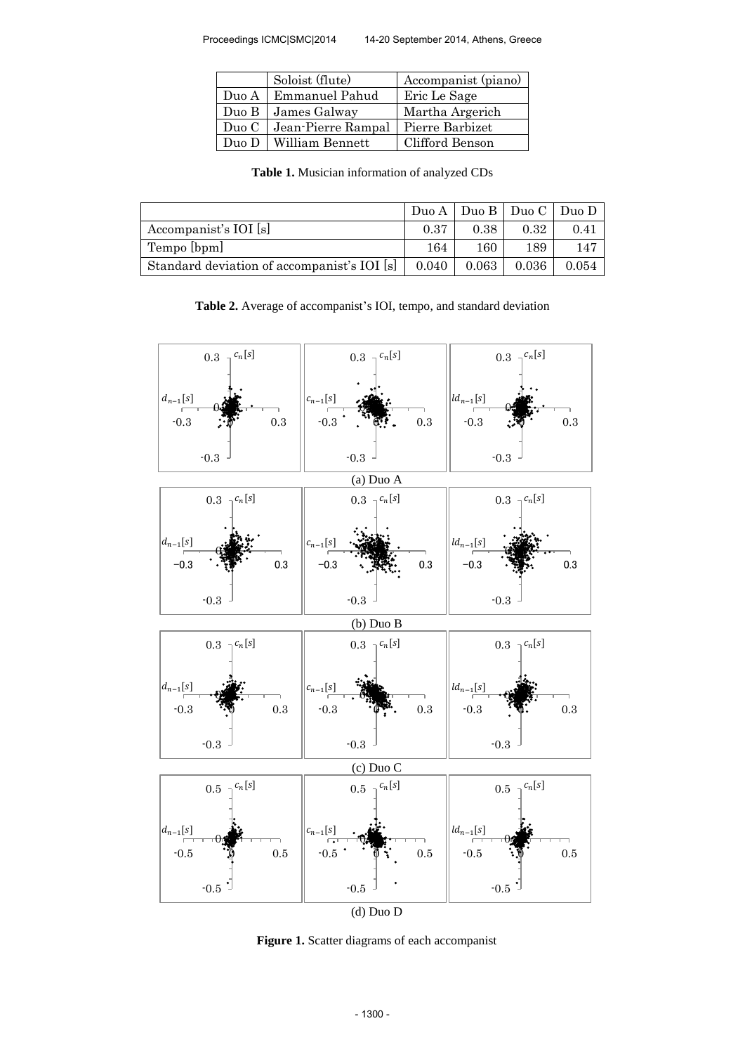|  | Soloist (flute) | Accompanist (piano) |
|---|---|---|
| Duo A | Emmanuel Pahud | Eric Le Sage |
| Duo B | James Galway | Martha Argerich |
| Duo C | Jean-Pierre Rampal | Pierre Barbizet |
| Duo D | William Bennett | Clifford Benson |

**Table 1.** Musician information of analyzed CDs

|  | Duo A | Duo B | Duo C | Duo D |
|---|---|---|---|---|
| Accompanist's IOI [s] | 0.37 | 0.38 | 0.32 | 0.41 |
| Tempo [bpm] | 164 | 160 | 189 | 147 |
| Standard deviation of accompanist's IOI [s] | 0.040 | 0.063 | 0.036 | 0.054 |

**Table 2.** Average of accompanist's IOI, tempo, and standard deviation

(a) Duo A

(b) Duo B

(c) Duo C

(d) Duo D

**Figure 1.** Scatter diagrams of each accompanist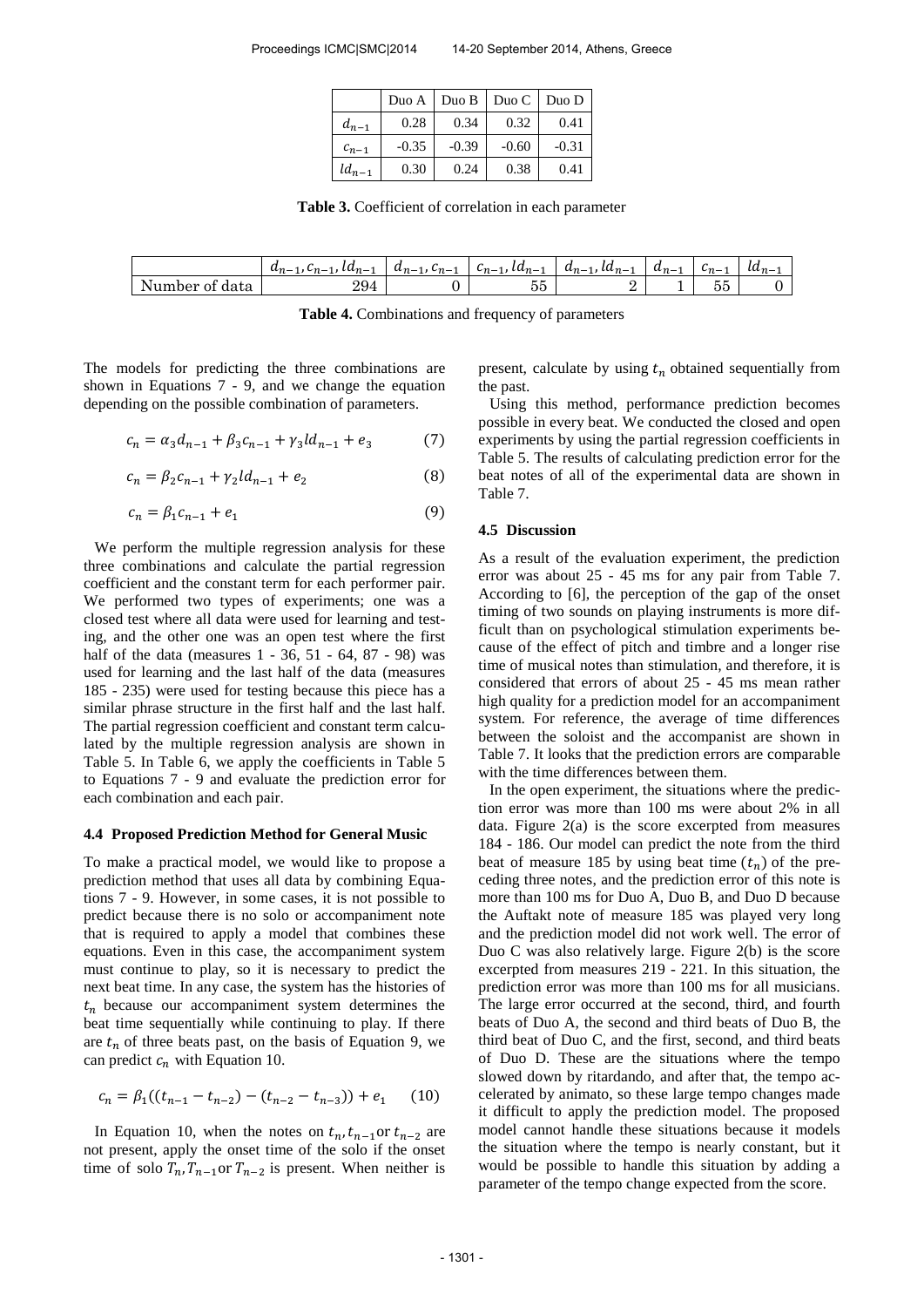|  | Duo A | Duo B | Duo C | Duo D |
| --- | --- | --- | --- | --- |
| $d_{n-1}$ | 0.28 | 0.34 | 0.32 | 0.41 |
| $c_{n-1}$ | -0.35 | -0.39 | -0.60 | -0.31 |
| $ld_{n-1}$ | 0.30 | 0.24 | 0.38 | 0.41 |

**Table 3.** Coefficient of correlation in each parameter

|  | $d_{n-1}, c_{n-1}, ld_{n-1}$ | $d_{n-1}, c_{n-1}$ | $c_{n-1}, ld_{n-1}$ | $d_{n-1}, ld_{n-1}$ | $d_{n-1}$ | $c_{n-1}$ | $ld_{n-1}$ |
| --- | --- | --- | --- | --- | --- | --- | --- |
| Number of data | 294 | 0 | 55 | 2 | 1 | 55 | 0 |

**Table 4.** Combinations and frequency of parameters

The models for predicting the three combinations are shown in Equations 7 - 9, and we change the equation depending on the possible combination of parameters.

$$c_n = \alpha_3 d_{n-1} + \beta_3 c_{n-1} + \gamma_3 ld_{n-1} + e_3 \tag{7}$$

$$c_n = \beta_2 c_{n-1} + \gamma_2 ld_{n-1} + e_2 \tag{8}$$

$$c_n = \beta_1 c_{n-1} + e_1 \tag{9}$$

We perform the multiple regression analysis for these three combinations and calculate the partial regression coefficient and the constant term for each performer pair. We performed two types of experiments; one was a closed test where all data were used for learning and testing, and the other one was an open test where the first half of the data (measures 1 - 36, 51 - 64, 87 - 98) was used for learning and the last half of the data (measures 185 - 235) were used for testing because this piece has a similar phrase structure in the first half and the last half. The partial regression coefficient and constant term calculated by the multiple regression analysis are shown in Table 5. In Table 6, we apply the coefficients in Table 5 to Equations 7 - 9 and evaluate the prediction error for each combination and each pair.

### 4.4 Proposed Prediction Method for General Music

To make a practical model, we would like to propose a prediction method that uses all data by combining Equations 7 - 9. However, in some cases, it is not possible to predict because there is no solo or accompaniment note that is required to apply a model that combines these equations. Even in this case, the accompaniment system must continue to play, so it is necessary to predict the next beat time. In any case, the system has the histories of $t_n$ because our accompaniment system determines the beat time sequentially while continuing to play. If there are $t_n$ of three beats past, on the basis of Equation 9, we can predict $c_n$ with Equation 10.

$$c_n = \beta_1((t_{n-1} - t_{n-2}) - (t_{n-2} - t_{n-3})) + e_1 \tag{10}$$

In Equation 10, when the notes on $t_n, t_{n-1}$or $t_{n-2}$ are not present, apply the onset time of the solo if the onset time of solo $T_n, T_{n-1}$or $T_{n-2}$ is present. When neither is present, calculate by using $t_n$ obtained sequentially from the past.

Using this method, performance prediction becomes possible in every beat. We conducted the closed and open experiments by using the partial regression coefficients in Table 5. The results of calculating prediction error for the beat notes of all of the experimental data are shown in Table 7.

### 4.5 Discussion

As a result of the evaluation experiment, the prediction error was about 25 - 45 ms for any pair from Table 7. According to [6], the perception of the gap of the onset timing of two sounds on playing instruments is more difficult than on psychological stimulation experiments because of the effect of pitch and timbre and a longer rise time of musical notes than stimulation, and therefore, it is considered that errors of about 25 - 45 ms mean rather high quality for a prediction model for an accompaniment system. For reference, the average of time differences between the soloist and the accompanist are shown in Table 7. It looks that the prediction errors are comparable with the time differences between them.

In the open experiment, the situations where the prediction error was more than 100 ms were about 2% in all data. Figure 2(a) is the score excerpted from measures 184 - 186. Our model can predict the note from the third beat of measure 185 by using beat time ($t_n$) of the preceding three notes, and the prediction error of this note is more than 100 ms for Duo A, Duo B, and Duo D because the Auftakt note of measure 185 was played very long and the prediction model did not work well. The error of Duo C was also relatively large. Figure 2(b) is the score excerpted from measures 219 - 221. In this situation, the prediction error was more than 100 ms for all musicians. The large error occurred at the second, third, and fourth beats of Duo A, the second and third beats of Duo B, the third beat of Duo C, and the first, second, and third beats of Duo D. These are the situations where the tempo slowed down by ritardando, and after that, the tempo accelerated by animato, so these large tempo changes made it difficult to apply the prediction model. The proposed model cannot handle these situations because it models the situation where the tempo is nearly constant, but it would be possible to handle this situation by adding a parameter of the tempo change expected from the score.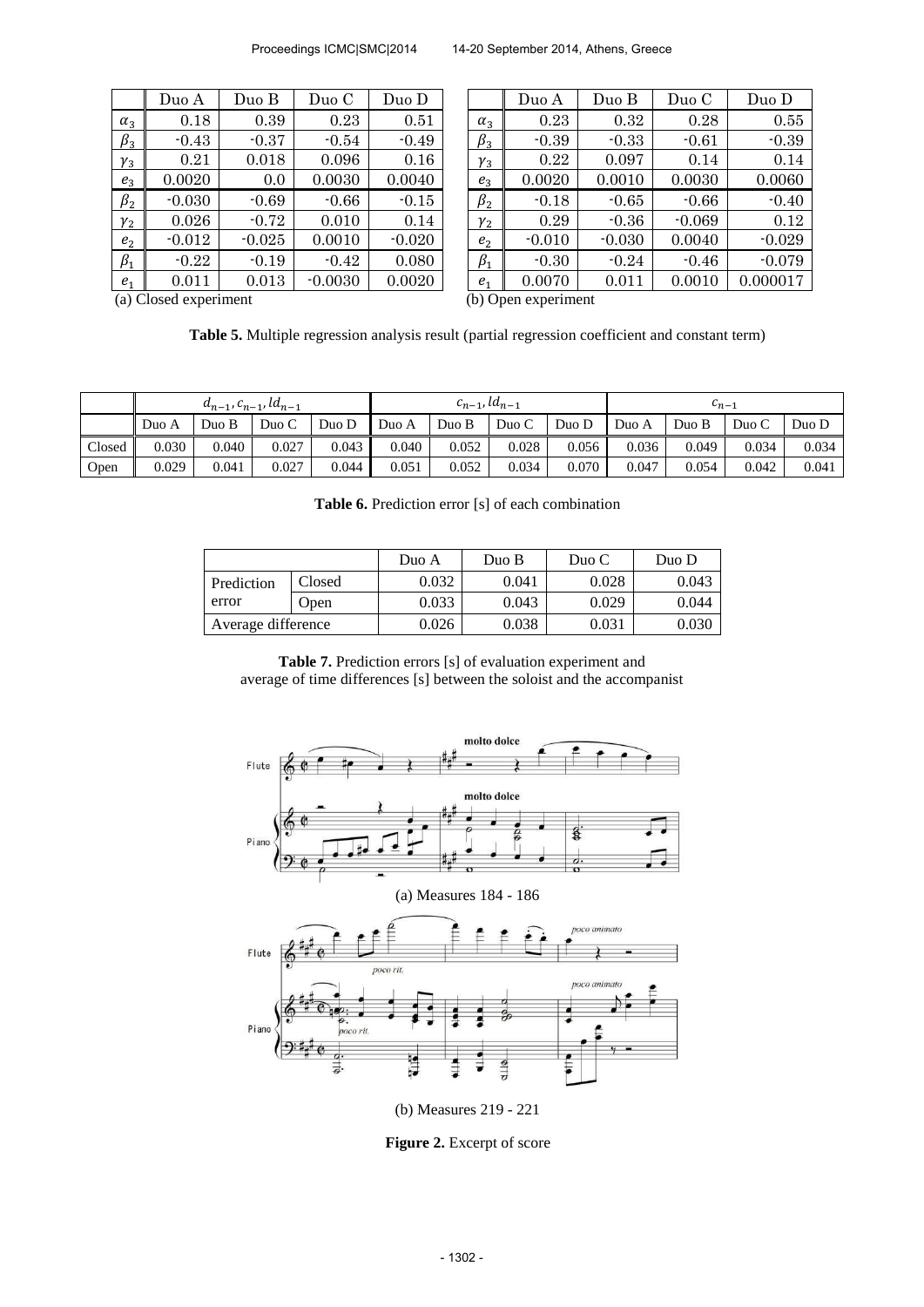|  | Duo A | Duo B | Duo C | Duo D |
|---|---|---|---|---|
| $\alpha_3$ | 0.18 | 0.39 | 0.23 | 0.51 |
| $\beta_3$ | -0.43 | -0.37 | -0.54 | -0.49 |
| $\gamma_3$ | 0.21 | 0.018 | 0.096 | 0.16 |
| $e_3$ | 0.0020 | 0.0 | 0.0030 | 0.0040 |
| $\beta_2$ | -0.030 | -0.69 | -0.66 | -0.15 |
| $\gamma_2$ | 0.026 | -0.72 | 0.010 | 0.14 |
| $e_2$ | -0.012 | -0.025 | 0.0010 | -0.020 |
| $\beta_1$ | -0.22 | -0.19 | -0.42 | 0.080 |
| $e_1$ | 0.011 | 0.013 | -0.0030 | 0.0020 |

(a) Closed experiment

|  | Duo A | Duo B | Duo C | Duo D |
|---|---|---|---|---|
| $\alpha_3$ | 0.23 | 0.32 | 0.28 | 0.55 |
| $\beta_3$ | -0.39 | -0.33 | -0.61 | -0.39 |
| $\gamma_3$ | 0.22 | 0.097 | 0.14 | 0.14 |
| $e_3$ | 0.0020 | 0.0010 | 0.0030 | 0.0060 |
| $\beta_2$ | -0.18 | -0.65 | -0.66 | -0.40 |
| $\gamma_2$ | 0.29 | -0.36 | -0.069 | 0.12 |
| $e_2$ | -0.010 | -0.030 | 0.0040 | -0.029 |
| $\beta_1$ | -0.30 | -0.24 | -0.46 | -0.079 |
| $e_1$ | 0.0070 | 0.011 | 0.0010 | 0.000017 |

(b) Open experiment

**Table 5.** Multiple regression analysis result (partial regression coefficient and constant term)

|  | $d_{n-1}, c_{n-1}, ld_{n-1}$ | | | | $c_{n-1}, ld_{n-1}$ | | | | $c_{n-1}$ | | | |
|---|---|---|---|---|---|---|---|---|---|---|---|---|
|  | Duo A | Duo B | Duo C | Duo D | Duo A | Duo B | Duo C | Duo D | Duo A | Duo B | Duo C | Duo D |
| Closed | 0.030 | 0.040 | 0.027 | 0.043 | 0.040 | 0.052 | 0.028 | 0.056 | 0.036 | 0.049 | 0.034 | 0.034 |
| Open | 0.029 | 0.041 | 0.027 | 0.044 | 0.051 | 0.052 | 0.034 | 0.070 | 0.047 | 0.054 | 0.042 | 0.041 |

**Table 6.** Prediction error [s] of each combination

|  |  | Duo A | Duo B | Duo C | Duo D |
|---|---|---|---|---|---|
| Prediction error | Closed | 0.032 | 0.041 | 0.028 | 0.043 |
|  | Open | 0.033 | 0.043 | 0.029 | 0.044 |
| Average difference |  | 0.026 | 0.038 | 0.031 | 0.030 |

**Table 7.** Prediction errors [s] of evaluation experiment and average of time differences [s] between the soloist and the accompanist

(a) Measures 184 - 186

(b) Measures 219 - 221

**Figure 2.** Excerpt of score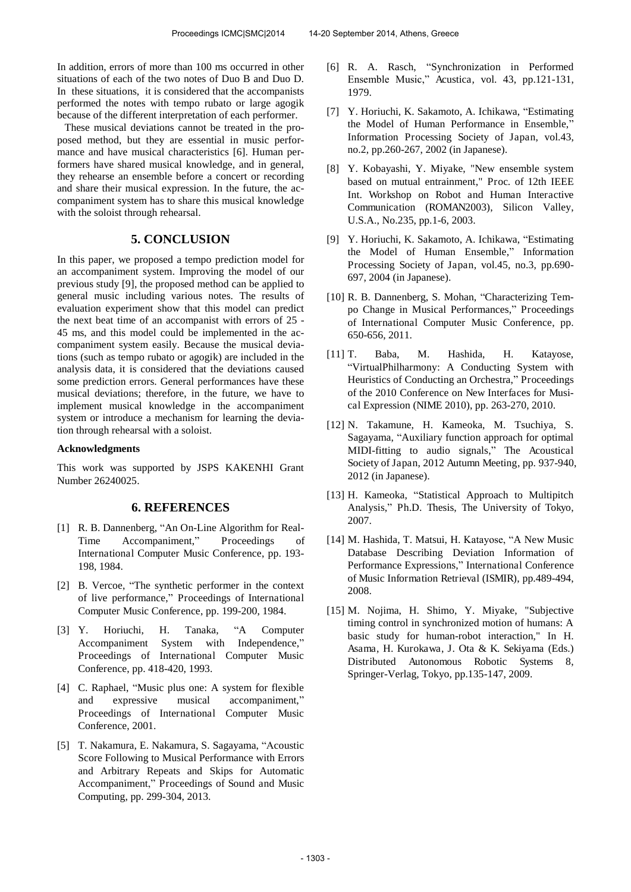In addition, errors of more than 100 ms occurred in other situations of each of the two notes of Duo B and Duo D. In these situations, it is considered that the accompanists performed the notes with tempo rubato or large agogik because of the different interpretation of each performer.

These musical deviations cannot be treated in the proposed method, but they are essential in music performance and have musical characteristics [6]. Human performers have shared musical knowledge, and in general, they rehearse an ensemble before a concert or recording and share their musical expression. In the future, the accompaniment system has to share this musical knowledge with the soloist through rehearsal.

## 5. CONCLUSION

In this paper, we proposed a tempo prediction model for an accompaniment system. Improving the model of our previous study [9], the proposed method can be applied to general music including various notes. The results of evaluation experiment show that this model can predict the next beat time of an accompanist with errors of 25 - 45 ms, and this model could be implemented in the accompaniment system easily. Because the musical deviations (such as tempo rubato or agogik) are included in the analysis data, it is considered that the deviations caused some prediction errors. General performances have these musical deviations; therefore, in the future, we have to implement musical knowledge in the accompaniment system or introduce a mechanism for learning the deviation through rehearsal with a soloist.

### Acknowledgments

This work was supported by JSPS KAKENHI Grant Number 26240025.

## 6. REFERENCES

[1] R. B. Dannenberg, "An On-Line Algorithm for Real-Time Accompaniment," Proceedings of International Computer Music Conference, pp. 193-198, 1984.

[2] B. Vercoe, "The synthetic performer in the context of live performance," Proceedings of International Computer Music Conference, pp. 199-200, 1984.

[3] Y. Horiuchi, H. Tanaka, "A Computer Accompaniment System with Independence," Proceedings of International Computer Music Conference, pp. 418-420, 1993.

[4] C. Raphael, "Music plus one: A system for flexible and expressive musical accompaniment," Proceedings of International Computer Music Conference, 2001.

[5] T. Nakamura, E. Nakamura, S. Sagayama, "Acoustic Score Following to Musical Performance with Errors and Arbitrary Repeats and Skips for Automatic Accompaniment," Proceedings of Sound and Music Computing, pp. 299-304, 2013.

[6] R. A. Rasch, "Synchronization in Performed Ensemble Music," Acustica, vol. 43, pp.121-131, 1979.

[7] Y. Horiuchi, K. Sakamoto, A. Ichikawa, "Estimating the Model of Human Performance in Ensemble," Information Processing Society of Japan, vol.43, no.2, pp.260-267, 2002 (in Japanese).

[8] Y. Kobayashi, Y. Miyake, "New ensemble system based on mutual entrainment," Proc. of 12th IEEE Int. Workshop on Robot and Human Interactive Communication (ROMAN2003), Silicon Valley, U.S.A., No.235, pp.1-6, 2003.

[9] Y. Horiuchi, K. Sakamoto, A. Ichikawa, "Estimating the Model of Human Ensemble," Information Processing Society of Japan, vol.45, no.3, pp.690-697, 2004 (in Japanese).

[10] R. B. Dannenberg, S. Mohan, "Characterizing Tempo Change in Musical Performances," Proceedings of International Computer Music Conference, pp. 650-656, 2011.

[11] T. Baba, M. Hashida, H. Katayose, "VirtualPhilharmony: A Conducting System with Heuristics of Conducting an Orchestra," Proceedings of the 2010 Conference on New Interfaces for Musical Expression (NIME 2010), pp. 263-270, 2010.

[12] N. Takamune, H. Kameoka, M. Tsuchiya, S. Sagayama, "Auxiliary function approach for optimal MIDI-fitting to audio signals," The Acoustical Society of Japan, 2012 Autumn Meeting, pp. 937-940, 2012 (in Japanese).

[13] H. Kameoka, "Statistical Approach to Multipitch Analysis," Ph.D. Thesis, The University of Tokyo, 2007.

[14] M. Hashida, T. Matsui, H. Katayose, "A New Music Database Describing Deviation Information of Performance Expressions," International Conference of Music Information Retrieval (ISMIR), pp.489-494, 2008.

[15] M. Nojima, H. Shimo, Y. Miyake, "Subjective timing control in synchronized motion of humans: A basic study for human-robot interaction," In H. Asama, H. Kurokawa, J. Ota & K. Sekiyama (Eds.) Distributed Autonomous Robotic Systems 8, Springer-Verlag, Tokyo, pp.135-147, 2009.